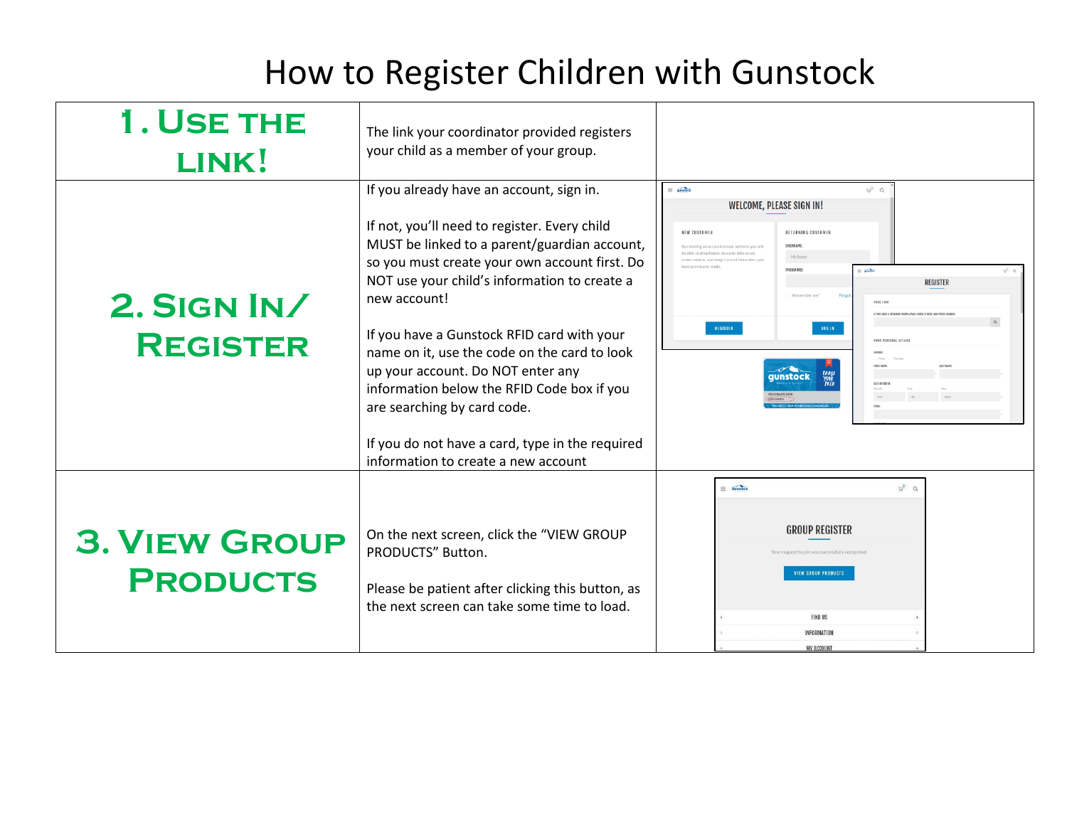# How to Register Children with Gunstock

| | | |
|---|---|---|
| **1. Use the link!** | The link your coordinator provided registers your child as a member of your group. | |
| **2. Sign In/ Register** | If you already have an account, sign in.<br><br>If not, you'll need to register. Every child MUST be linked to a parent/guardian account, so you must create your own account first. Do NOT use your child's information to create a new account!<br><br>If you have a Gunstock RFID card with your name on it, use the code on the card to look up your account. Do NOT enter any information below the RFID Code box if you are searching by card code.<br><br>If you do not have a card, type in the required information to create a new account | |
| **3. View Group Products** | On the next screen, click the "VIEW GROUP PRODUCTS" Button.<br><br>Please be patient after clicking this button, as the next screen can take some time to load. | |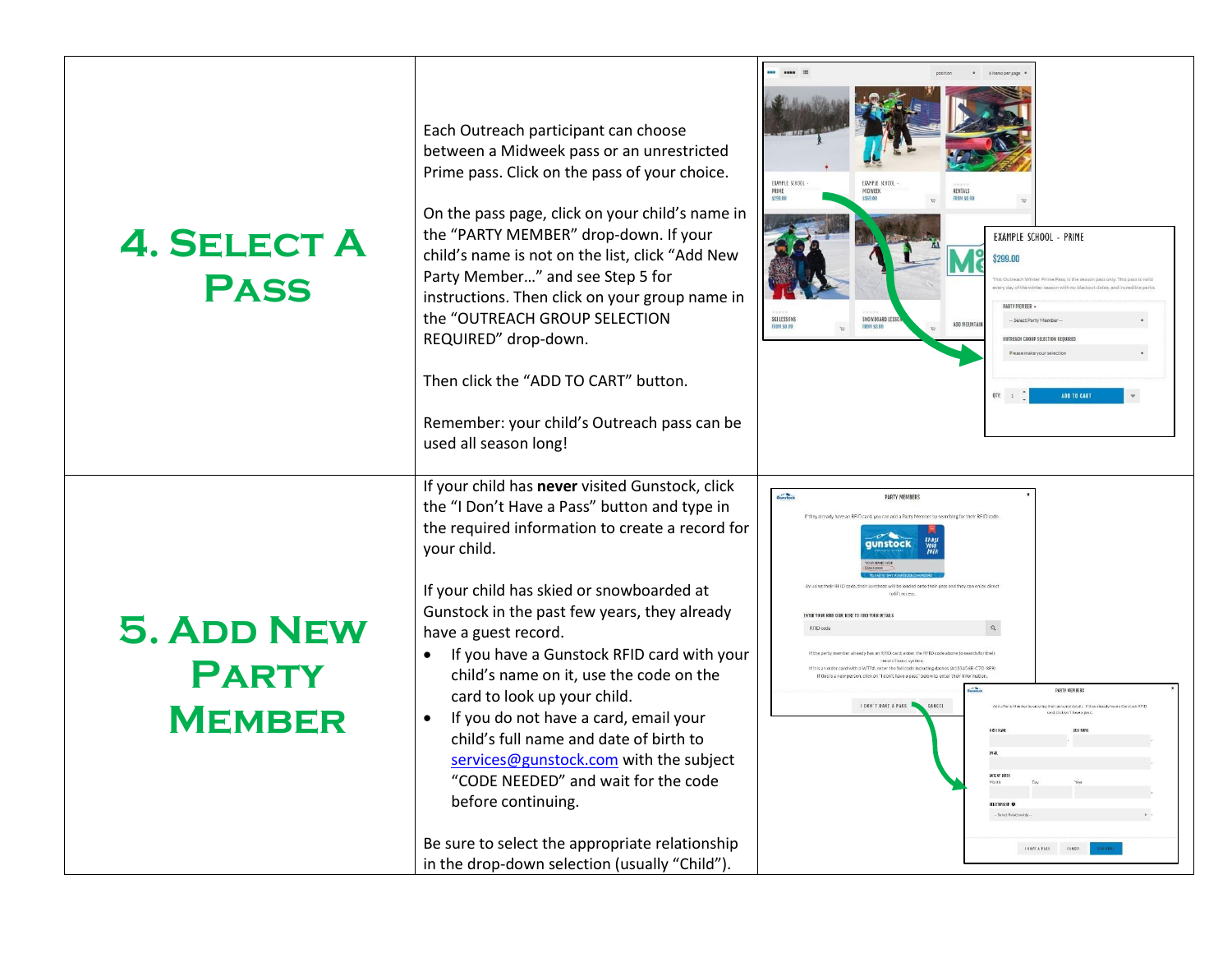## 4. Select a Pass

Each Outreach participant can choose between a Midweek pass or an unrestricted Prime pass. Click on the pass of your choice.

On the pass page, click on your child's name in the "PARTY MEMBER" drop-down. If your child's name is not on the list, click "Add New Party Member…" and see Step 5 for instructions. Then click on your group name in the "OUTREACH GROUP SELECTION REQUIRED" drop-down.

Then click the "ADD TO CART" button.

Remember: your child's Outreach pass can be used all season long!

## 5. Add New Party Member

If your child has **never** visited Gunstock, click the "I Don't Have a Pass" button and type in the required information to create a record for your child.

If your child has skied or snowboarded at Gunstock in the past few years, they already have a guest record.

- If you have a Gunstock RFID card with your child's name on it, use the code on the card to look up your child.
- If you do not have a card, email your child's full name and date of birth to services@gunstock.com with the subject "CODE NEEDED" and wait for the code before continuing.

Be sure to select the appropriate relationship in the drop-down selection (usually "Child").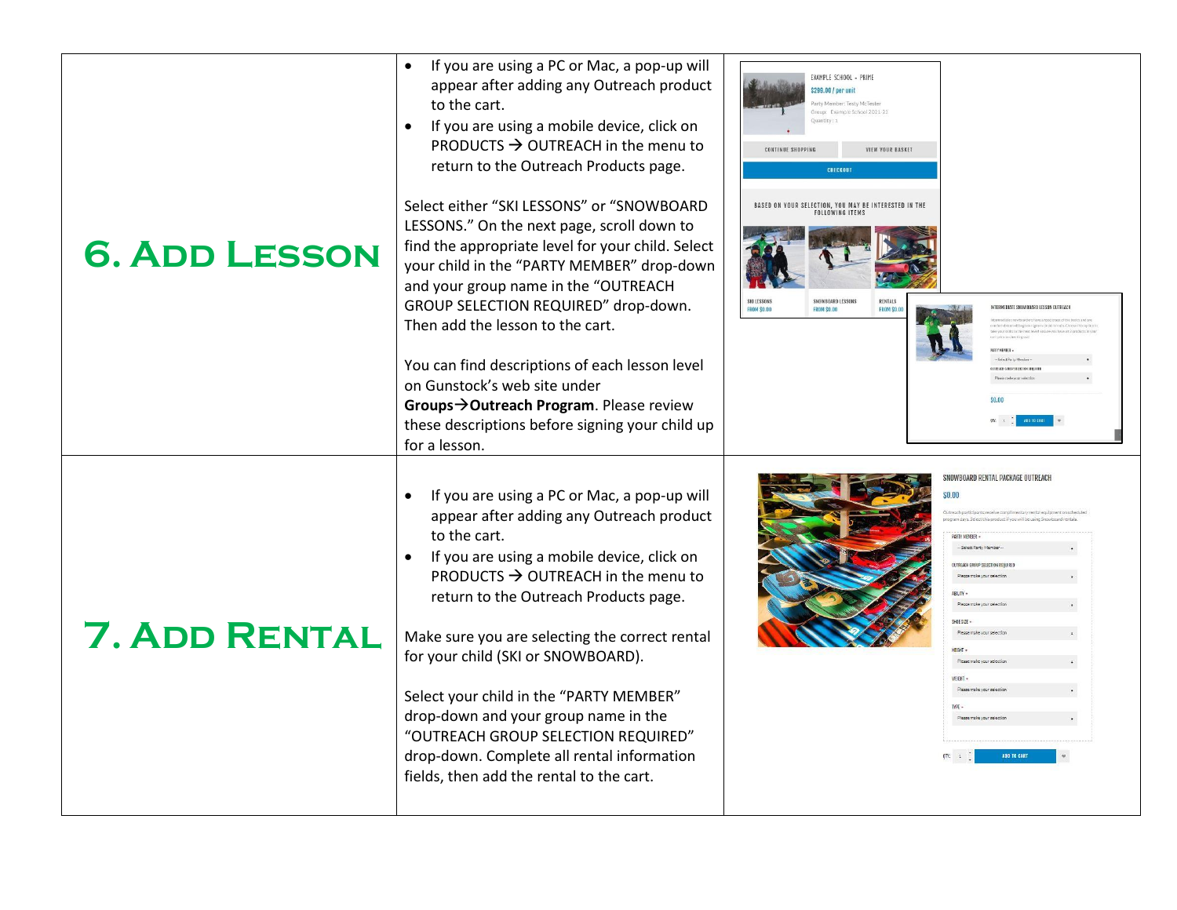| | | |
|---|---|---|
| **6. Add Lesson** | • If you are using a PC or Mac, a pop-up will appear after adding any Outreach product to the cart.<br>• If you are using a mobile device, click on PRODUCTS → OUTREACH in the menu to return to the Outreach Products page.<br><br>Select either "SKI LESSONS" or "SNOWBOARD LESSONS." On the next page, scroll down to find the appropriate level for your child. Select your child in the "PARTY MEMBER" drop-down and your group name in the "OUTREACH GROUP SELECTION REQUIRED" drop-down. Then add the lesson to the cart.<br><br>You can find descriptions of each lesson level on Gunstock's web site under **Groups→Outreach Program**. Please review these descriptions before signing your child up for a lesson. | |
| **7. Add Rental** | • If you are using a PC or Mac, a pop-up will appear after adding any Outreach product to the cart.<br>• If you are using a mobile device, click on PRODUCTS → OUTREACH in the menu to return to the Outreach Products page.<br><br>Make sure you are selecting the correct rental for your child (SKI or SNOWBOARD).<br><br>Select your child in the "PARTY MEMBER" drop-down and your group name in the "OUTREACH GROUP SELECTION REQUIRED" drop-down. Complete all rental information fields, then add the rental to the cart. | |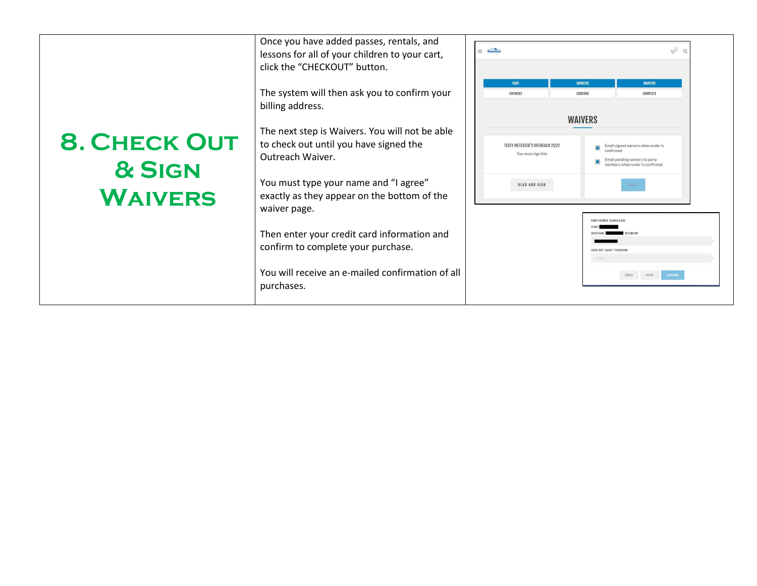| | | |
|---|---|---|
| **8. Check Out & Sign Waivers** | Once you have added passes, rentals, and lessons for all of your children to your cart, click the "CHECKOUT" button.<br><br>The system will then ask you to confirm your billing address.<br><br>The next step is Waivers. You will not be able to check out until you have signed the Outreach Waiver.<br><br>You must type your name and "I agree" exactly as they appear on the bottom of the waiver page.<br><br>Then enter your credit card information and confirm to complete your purchase.<br><br>You will receive an e-mailed confirmation of all purchases. | CART ADDRESS WAIVERS<br>PAYMENT CONFIRM COMPLETE<br>WAIVERS<br>TESTY MCTESTER'S OUTREACH 21/22<br>You must sign this<br>Email signed waivers when order is confirmed<br>Email pending waivers to party members when order is confirmed<br>READ AND SIGN<br>NEXT<br><br>PARTY MEMBER: EXAMPLE CHILD<br>SIGNEE:<br>ENTER NAME: TO CONFIRM:<br>ENTER TEXT "I AGREE" TO CONFIRM:<br>I AGREE<br>CLOSE PRINT CONFIRM |